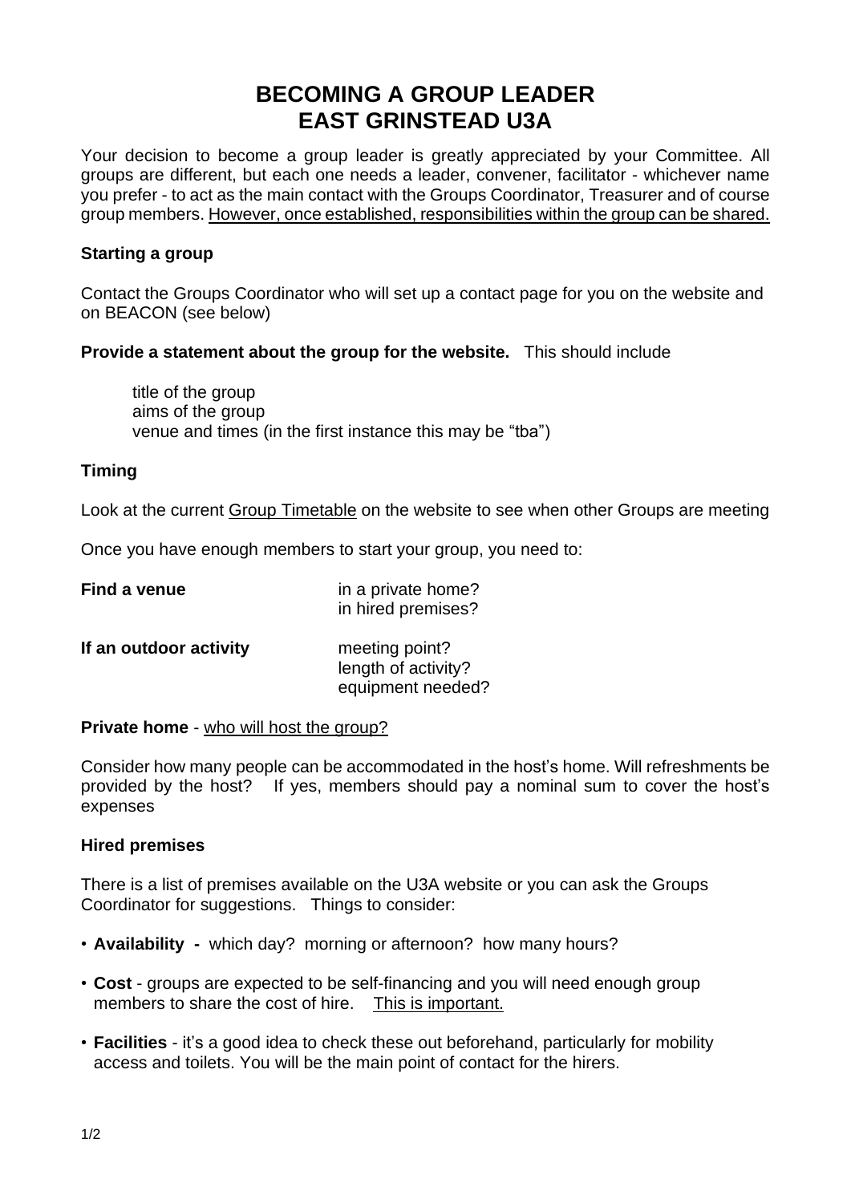# BECOMING A GROUP LEADER
# EAST GRINSTEAD U3A

Your decision to become a group leader is greatly appreciated by your Committee. All groups are different, but each one needs a leader, convener, facilitator - whichever name you prefer - to act as the main contact with the Groups Coordinator, Treasurer and of course group members. <u>However, once established, responsibilities within the group can be shared.</u>

### Starting a group

Contact the Groups Coordinator who will set up a contact page for you on the website and on BEACON (see below)

**Provide a statement about the group for the website.** This should include

title of the group
aims of the group
venue and times (in the first instance this may be "tba")

### Timing

Look at the current <u>Group Timetable</u> on the website to see when other Groups are meeting

Once you have enough members to start your group, you need to:

**Find a venue** — in a private home? in hired premises?

**If an outdoor activity** — meeting point? length of activity? equipment needed?

**Private home** - <u>who will host the group?</u>

Consider how many people can be accommodated in the host's home. Will refreshments be provided by the host? If yes, members should pay a nominal sum to cover the host's expenses

### Hired premises

There is a list of premises available on the U3A website or you can ask the Groups Coordinator for suggestions. Things to consider:

- **Availability -** which day? morning or afternoon? how many hours?
- **Cost** - groups are expected to be self-financing and you will need enough group members to share the cost of hire. <u>This is important.</u>
- **Facilities** - it's a good idea to check these out beforehand, particularly for mobility access and toilets. You will be the main point of contact for the hirers.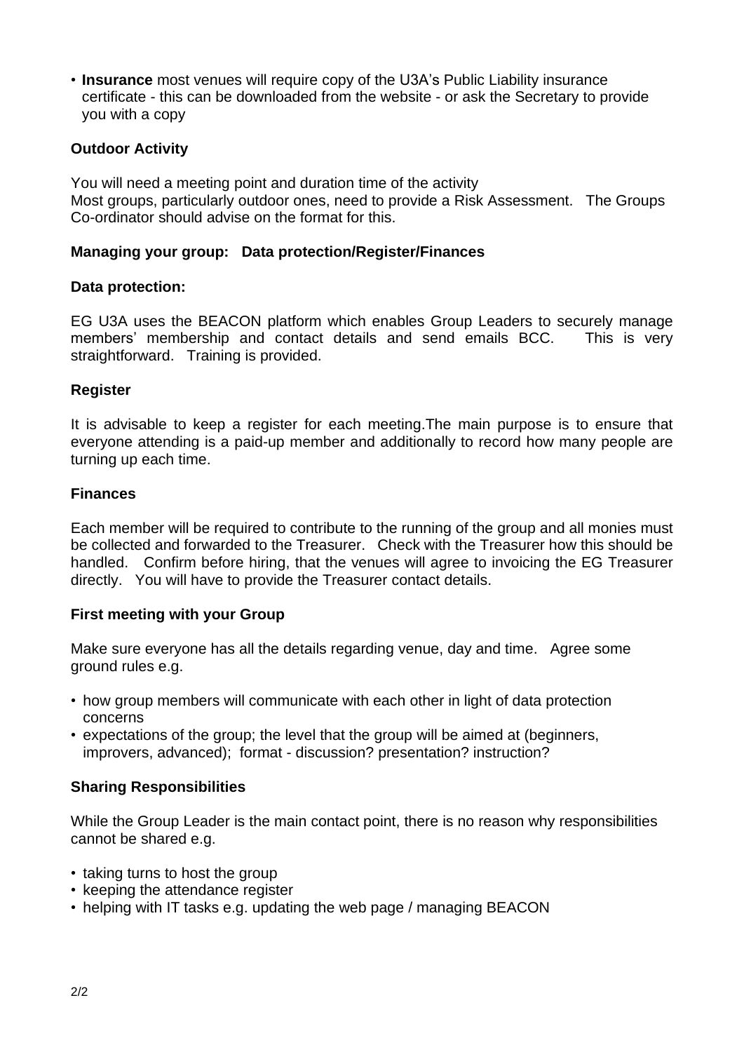- **Insurance** most venues will require copy of the U3A's Public Liability insurance certificate - this can be downloaded from the website - or ask the Secretary to provide you with a copy

**Outdoor Activity**

You will need a meeting point and duration time of the activity
Most groups, particularly outdoor ones, need to provide a Risk Assessment. The Groups Co-ordinator should advise on the format for this.

**Managing your group: Data protection/Register/Finances**

**Data protection:**

EG U3A uses the BEACON platform which enables Group Leaders to securely manage members' membership and contact details and send emails BCC. This is very straightforward. Training is provided.

**Register**

It is advisable to keep a register for each meeting.The main purpose is to ensure that everyone attending is a paid-up member and additionally to record how many people are turning up each time.

**Finances**

Each member will be required to contribute to the running of the group and all monies must be collected and forwarded to the Treasurer. Check with the Treasurer how this should be handled. Confirm before hiring, that the venues will agree to invoicing the EG Treasurer directly. You will have to provide the Treasurer contact details.

**First meeting with your Group**

Make sure everyone has all the details regarding venue, day and time. Agree some ground rules e.g.

- how group members will communicate with each other in light of data protection concerns
- expectations of the group; the level that the group will be aimed at (beginners, improvers, advanced); format - discussion? presentation? instruction?

**Sharing Responsibilities**

While the Group Leader is the main contact point, there is no reason why responsibilities cannot be shared e.g.

- taking turns to host the group
- keeping the attendance register
- helping with IT tasks e.g. updating the web page / managing BEACON